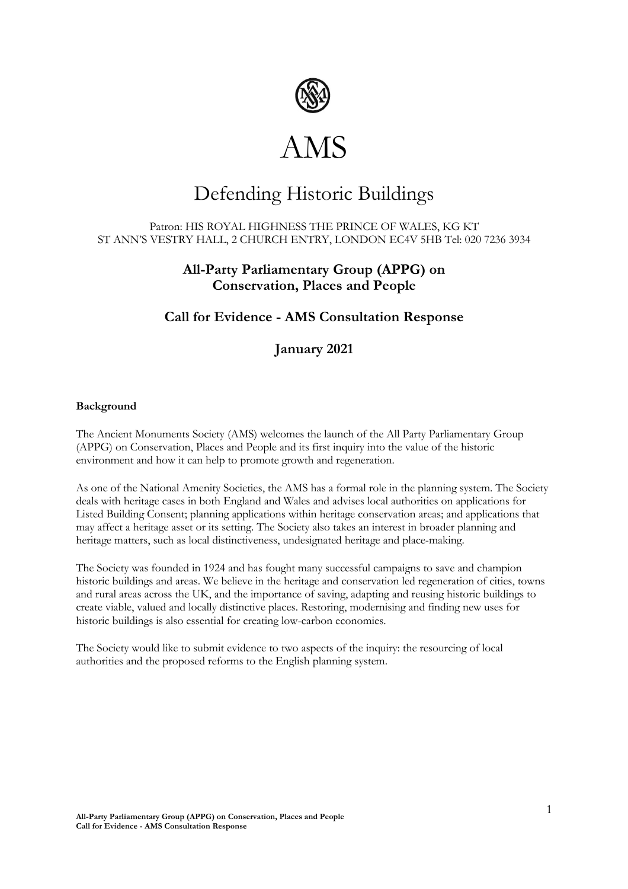# AMS

## Defending Historic Buildings

Patron: HIS ROYAL HIGHNESS THE PRINCE OF WALES, KG KT
ST ANN'S VESTRY HALL, 2 CHURCH ENTRY, LONDON EC4V 5HB Tel: 020 7236 3934

### All-Party Parliamentary Group (APPG) on Conservation, Places and People

### Call for Evidence - AMS Consultation Response

### January 2021

**Background**

The Ancient Monuments Society (AMS) welcomes the launch of the All Party Parliamentary Group (APPG) on Conservation, Places and People and its first inquiry into the value of the historic environment and how it can help to promote growth and regeneration.

As one of the National Amenity Societies, the AMS has a formal role in the planning system. The Society deals with heritage cases in both England and Wales and advises local authorities on applications for Listed Building Consent; planning applications within heritage conservation areas; and applications that may affect a heritage asset or its setting. The Society also takes an interest in broader planning and heritage matters, such as local distinctiveness, undesignated heritage and place-making.

The Society was founded in 1924 and has fought many successful campaigns to save and champion historic buildings and areas. We believe in the heritage and conservation led regeneration of cities, towns and rural areas across the UK, and the importance of saving, adapting and reusing historic buildings to create viable, valued and locally distinctive places. Restoring, modernising and finding new uses for historic buildings is also essential for creating low-carbon economies.

The Society would like to submit evidence to two aspects of the inquiry: the resourcing of local authorities and the proposed reforms to the English planning system.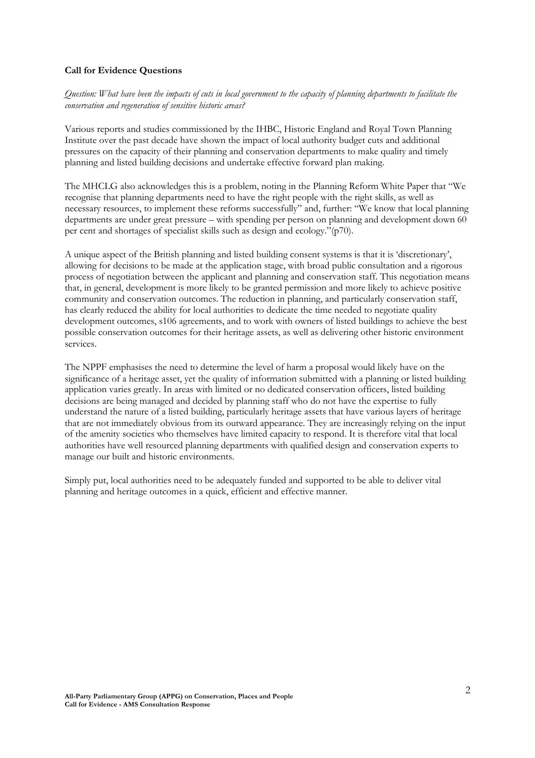**Call for Evidence Questions**

*Question: What have been the impacts of cuts in local government to the capacity of planning departments to facilitate the conservation and regeneration of sensitive historic areas?*

Various reports and studies commissioned by the IHBC, Historic England and Royal Town Planning Institute over the past decade have shown the impact of local authority budget cuts and additional pressures on the capacity of their planning and conservation departments to make quality and timely planning and listed building decisions and undertake effective forward plan making.

The MHCLG also acknowledges this is a problem, noting in the Planning Reform White Paper that "We recognise that planning departments need to have the right people with the right skills, as well as necessary resources, to implement these reforms successfully" and, further: "We know that local planning departments are under great pressure – with spending per person on planning and development down 60 per cent and shortages of specialist skills such as design and ecology."(p70).

A unique aspect of the British planning and listed building consent systems is that it is 'discretionary', allowing for decisions to be made at the application stage, with broad public consultation and a rigorous process of negotiation between the applicant and planning and conservation staff. This negotiation means that, in general, development is more likely to be granted permission and more likely to achieve positive community and conservation outcomes. The reduction in planning, and particularly conservation staff, has clearly reduced the ability for local authorities to dedicate the time needed to negotiate quality development outcomes, s106 agreements, and to work with owners of listed buildings to achieve the best possible conservation outcomes for their heritage assets, as well as delivering other historic environment services.

The NPPF emphasises the need to determine the level of harm a proposal would likely have on the significance of a heritage asset, yet the quality of information submitted with a planning or listed building application varies greatly. In areas with limited or no dedicated conservation officers, listed building decisions are being managed and decided by planning staff who do not have the expertise to fully understand the nature of a listed building, particularly heritage assets that have various layers of heritage that are not immediately obvious from its outward appearance. They are increasingly relying on the input of the amenity societies who themselves have limited capacity to respond. It is therefore vital that local authorities have well resourced planning departments with qualified design and conservation experts to manage our built and historic environments.

Simply put, local authorities need to be adequately funded and supported to be able to deliver vital planning and heritage outcomes in a quick, efficient and effective manner.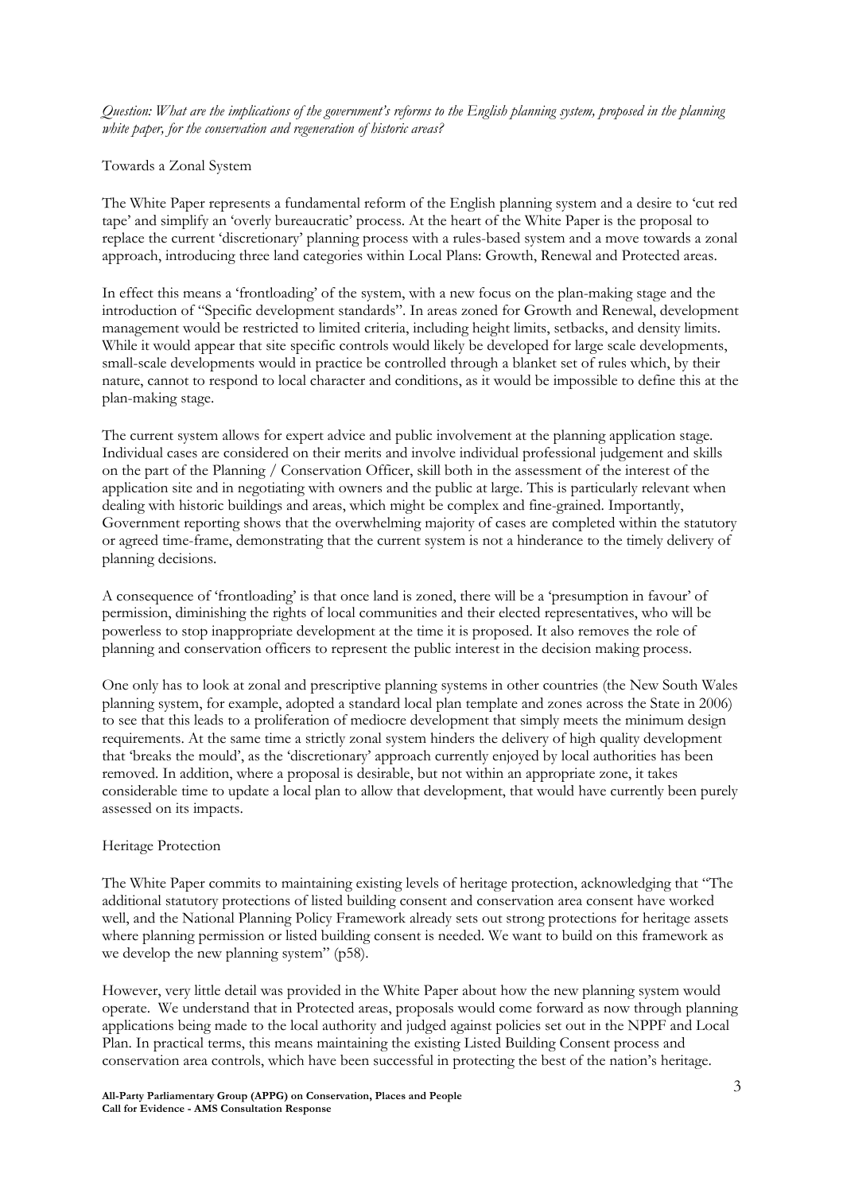*Question: What are the implications of the government's reforms to the English planning system, proposed in the planning white paper, for the conservation and regeneration of historic areas?*

## Towards a Zonal System

The White Paper represents a fundamental reform of the English planning system and a desire to 'cut red tape' and simplify an 'overly bureaucratic' process. At the heart of the White Paper is the proposal to replace the current 'discretionary' planning process with a rules-based system and a move towards a zonal approach, introducing three land categories within Local Plans: Growth, Renewal and Protected areas.

In effect this means a 'frontloading' of the system, with a new focus on the plan-making stage and the introduction of "Specific development standards". In areas zoned for Growth and Renewal, development management would be restricted to limited criteria, including height limits, setbacks, and density limits. While it would appear that site specific controls would likely be developed for large scale developments, small-scale developments would in practice be controlled through a blanket set of rules which, by their nature, cannot to respond to local character and conditions, as it would be impossible to define this at the plan-making stage.

The current system allows for expert advice and public involvement at the planning application stage. Individual cases are considered on their merits and involve individual professional judgement and skills on the part of the Planning / Conservation Officer, skill both in the assessment of the interest of the application site and in negotiating with owners and the public at large. This is particularly relevant when dealing with historic buildings and areas, which might be complex and fine-grained. Importantly, Government reporting shows that the overwhelming majority of cases are completed within the statutory or agreed time-frame, demonstrating that the current system is not a hinderance to the timely delivery of planning decisions.

A consequence of 'frontloading' is that once land is zoned, there will be a 'presumption in favour' of permission, diminishing the rights of local communities and their elected representatives, who will be powerless to stop inappropriate development at the time it is proposed. It also removes the role of planning and conservation officers to represent the public interest in the decision making process.

One only has to look at zonal and prescriptive planning systems in other countries (the New South Wales planning system, for example, adopted a standard local plan template and zones across the State in 2006) to see that this leads to a proliferation of mediocre development that simply meets the minimum design requirements. At the same time a strictly zonal system hinders the delivery of high quality development that 'breaks the mould', as the 'discretionary' approach currently enjoyed by local authorities has been removed. In addition, where a proposal is desirable, but not within an appropriate zone, it takes considerable time to update a local plan to allow that development, that would have currently been purely assessed on its impacts.

## Heritage Protection

The White Paper commits to maintaining existing levels of heritage protection, acknowledging that "The additional statutory protections of listed building consent and conservation area consent have worked well, and the National Planning Policy Framework already sets out strong protections for heritage assets where planning permission or listed building consent is needed. We want to build on this framework as we develop the new planning system" (p58).

However, very little detail was provided in the White Paper about how the new planning system would operate. We understand that in Protected areas, proposals would come forward as now through planning applications being made to the local authority and judged against policies set out in the NPPF and Local Plan. In practical terms, this means maintaining the existing Listed Building Consent process and conservation area controls, which have been successful in protecting the best of the nation's heritage.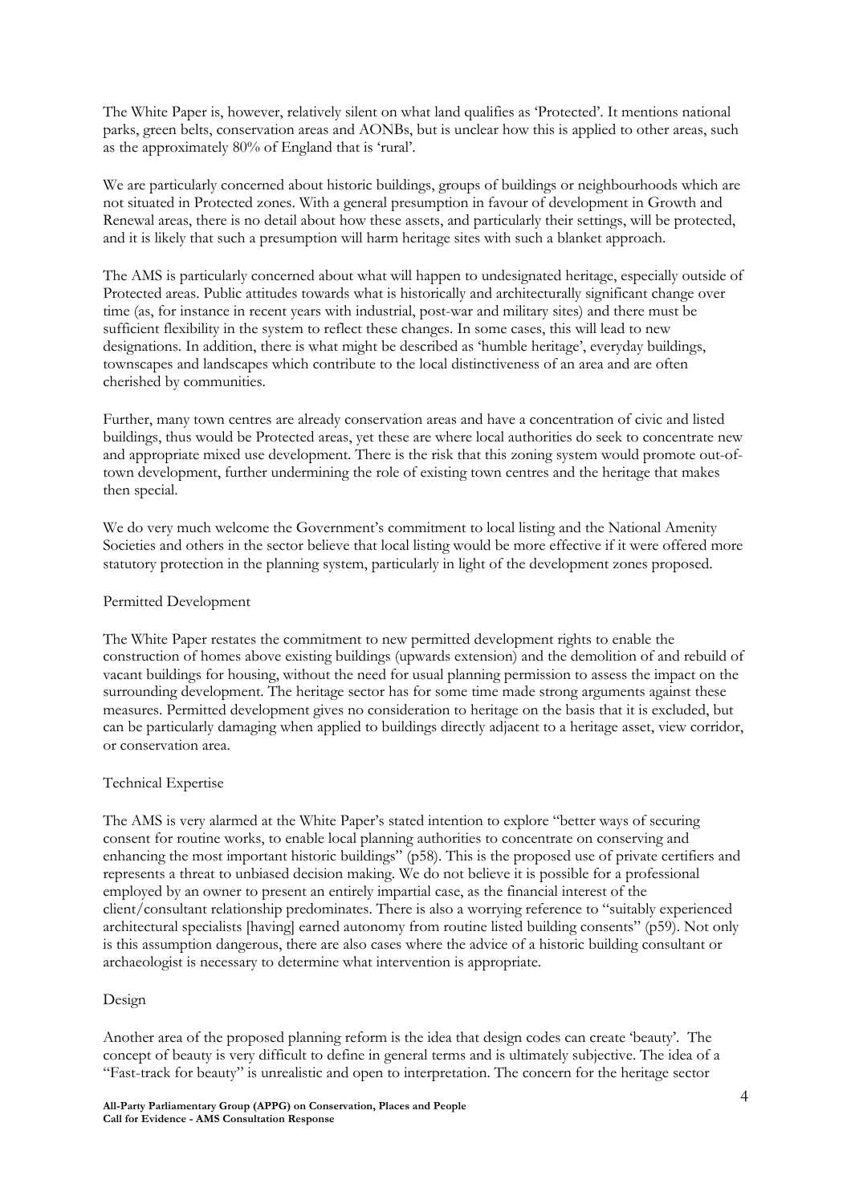The White Paper is, however, relatively silent on what land qualifies as 'Protected'. It mentions national parks, green belts, conservation areas and AONBs, but is unclear how this is applied to other areas, such as the approximately 80% of England that is 'rural'.

We are particularly concerned about historic buildings, groups of buildings or neighbourhoods which are not situated in Protected zones. With a general presumption in favour of development in Growth and Renewal areas, there is no detail about how these assets, and particularly their settings, will be protected, and it is likely that such a presumption will harm heritage sites with such a blanket approach.

The AMS is particularly concerned about what will happen to undesignated heritage, especially outside of Protected areas. Public attitudes towards what is historically and architecturally significant change over time (as, for instance in recent years with industrial, post-war and military sites) and there must be sufficient flexibility in the system to reflect these changes. In some cases, this will lead to new designations. In addition, there is what might be described as 'humble heritage', everyday buildings, townscapes and landscapes which contribute to the local distinctiveness of an area and are often cherished by communities.

Further, many town centres are already conservation areas and have a concentration of civic and listed buildings, thus would be Protected areas, yet these are where local authorities do seek to concentrate new and appropriate mixed use development. There is the risk that this zoning system would promote out-of-town development, further undermining the role of existing town centres and the heritage that makes then special.

We do very much welcome the Government's commitment to local listing and the National Amenity Societies and others in the sector believe that local listing would be more effective if it were offered more statutory protection in the planning system, particularly in light of the development zones proposed.

## Permitted Development

The White Paper restates the commitment to new permitted development rights to enable the construction of homes above existing buildings (upwards extension) and the demolition of and rebuild of vacant buildings for housing, without the need for usual planning permission to assess the impact on the surrounding development. The heritage sector has for some time made strong arguments against these measures. Permitted development gives no consideration to heritage on the basis that it is excluded, but can be particularly damaging when applied to buildings directly adjacent to a heritage asset, view corridor, or conservation area.

## Technical Expertise

The AMS is very alarmed at the White Paper's stated intention to explore "better ways of securing consent for routine works, to enable local planning authorities to concentrate on conserving and enhancing the most important historic buildings" (p58). This is the proposed use of private certifiers and represents a threat to unbiased decision making. We do not believe it is possible for a professional employed by an owner to present an entirely impartial case, as the financial interest of the client/consultant relationship predominates. There is also a worrying reference to "suitably experienced architectural specialists [having] earned autonomy from routine listed building consents" (p59). Not only is this assumption dangerous, there are also cases where the advice of a historic building consultant or archaeologist is necessary to determine what intervention is appropriate.

## Design

Another area of the proposed planning reform is the idea that design codes can create 'beauty'. The concept of beauty is very difficult to define in general terms and is ultimately subjective. The idea of a "Fast-track for beauty" is unrealistic and open to interpretation. The concern for the heritage sector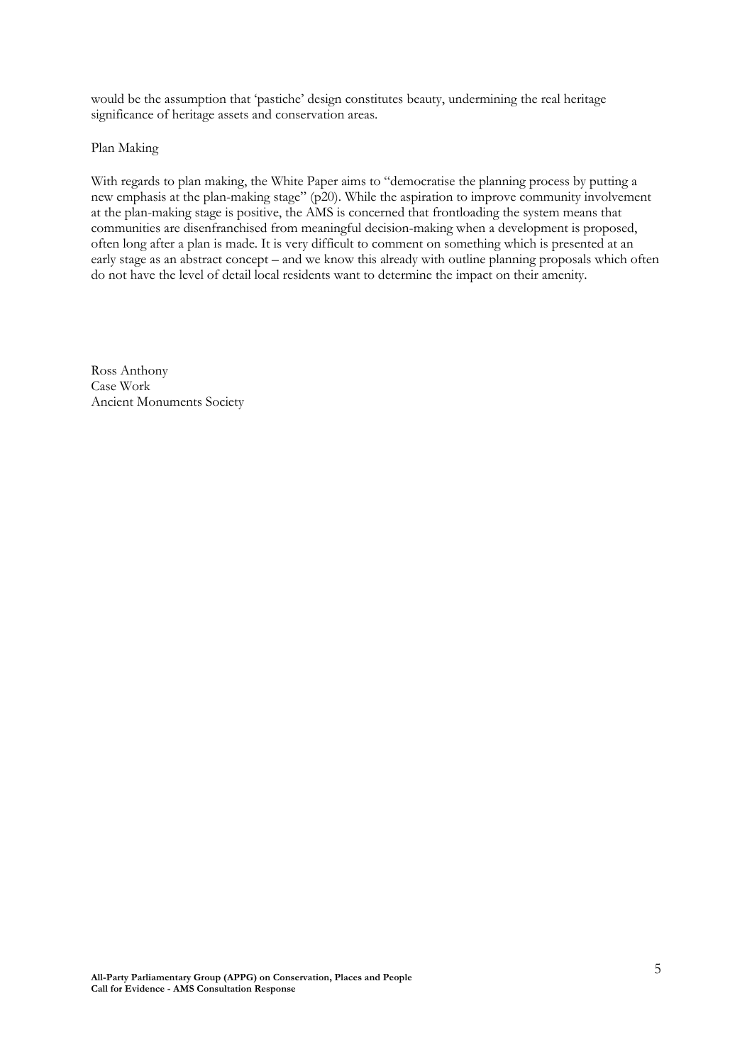would be the assumption that 'pastiche' design constitutes beauty, undermining the real heritage significance of heritage assets and conservation areas.

Plan Making

With regards to plan making, the White Paper aims to "democratise the planning process by putting a new emphasis at the plan-making stage" (p20). While the aspiration to improve community involvement at the plan-making stage is positive, the AMS is concerned that frontloading the system means that communities are disenfranchised from meaningful decision-making when a development is proposed, often long after a plan is made. It is very difficult to comment on something which is presented at an early stage as an abstract concept – and we know this already with outline planning proposals which often do not have the level of detail local residents want to determine the impact on their amenity.

Ross Anthony
Case Work
Ancient Monuments Society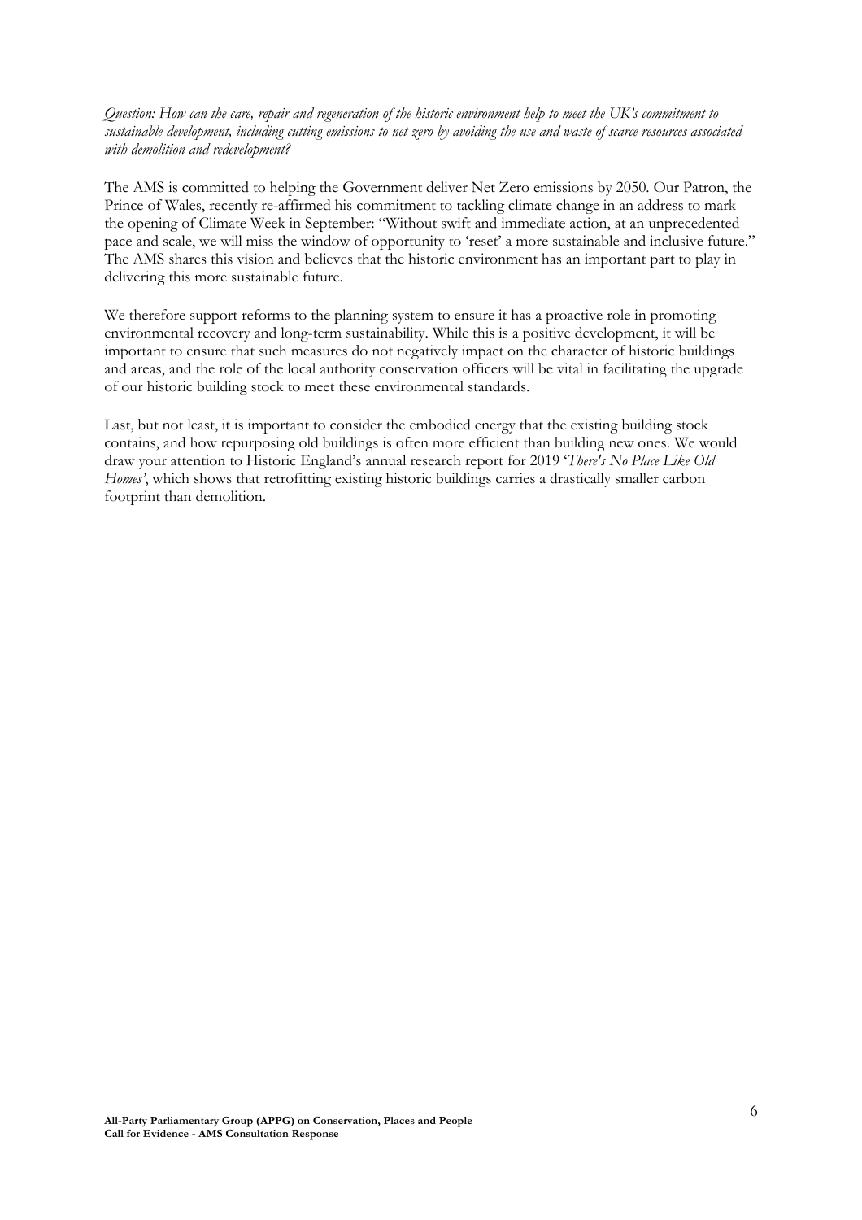*Question: How can the care, repair and regeneration of the historic environment help to meet the UK's commitment to sustainable development, including cutting emissions to net zero by avoiding the use and waste of scarce resources associated with demolition and redevelopment?*

The AMS is committed to helping the Government deliver Net Zero emissions by 2050. Our Patron, the Prince of Wales, recently re-affirmed his commitment to tackling climate change in an address to mark the opening of Climate Week in September: "Without swift and immediate action, at an unprecedented pace and scale, we will miss the window of opportunity to 'reset' a more sustainable and inclusive future." The AMS shares this vision and believes that the historic environment has an important part to play in delivering this more sustainable future.

We therefore support reforms to the planning system to ensure it has a proactive role in promoting environmental recovery and long-term sustainability. While this is a positive development, it will be important to ensure that such measures do not negatively impact on the character of historic buildings and areas, and the role of the local authority conservation officers will be vital in facilitating the upgrade of our historic building stock to meet these environmental standards.

Last, but not least, it is important to consider the embodied energy that the existing building stock contains, and how repurposing old buildings is often more efficient than building new ones. We would draw your attention to Historic England's annual research report for 2019 '*There's No Place Like Old Homes*', which shows that retrofitting existing historic buildings carries a drastically smaller carbon footprint than demolition.